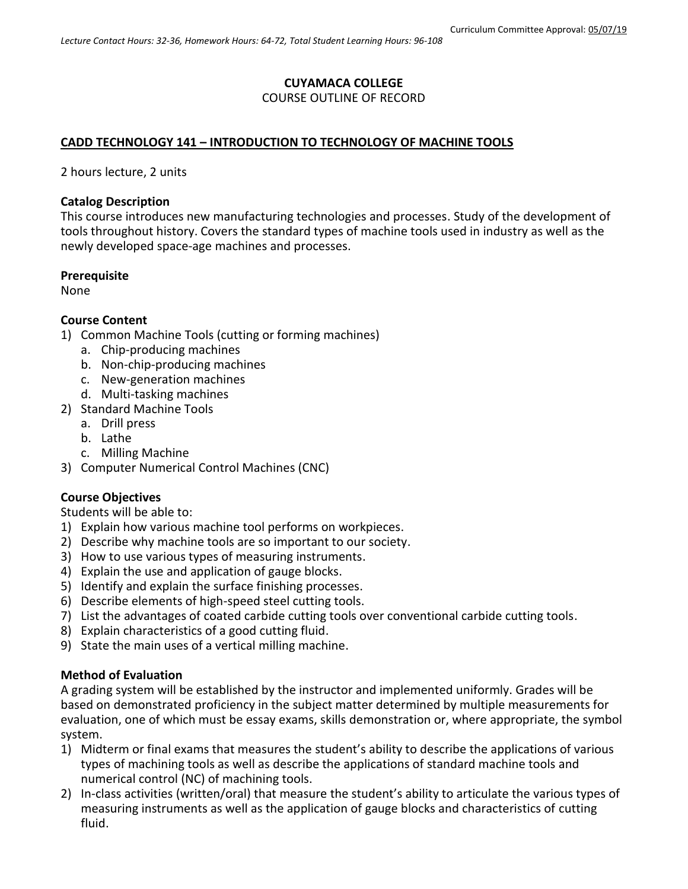Curriculum Committee Approval: 05/07/19

*Lecture Contact Hours: 32-36, Homework Hours: 64-72, Total Student Learning Hours: 96-108*

**CUYAMACA COLLEGE**
COURSE OUTLINE OF RECORD

**CADD TECHNOLOGY 141 – INTRODUCTION TO TECHNOLOGY OF MACHINE TOOLS**

2 hours lecture, 2 units

**Catalog Description**
This course introduces new manufacturing technologies and processes. Study of the development of tools throughout history. Covers the standard types of machine tools used in industry as well as the newly developed space-age machines and processes.

**Prerequisite**
None

**Course Content**

1) Common Machine Tools (cutting or forming machines)
   a. Chip-producing machines
   b. Non-chip-producing machines
   c. New-generation machines
   d. Multi-tasking machines
2) Standard Machine Tools
   a. Drill press
   b. Lathe
   c. Milling Machine
3) Computer Numerical Control Machines (CNC)

**Course Objectives**
Students will be able to:

1) Explain how various machine tool performs on workpieces.
2) Describe why machine tools are so important to our society.
3) How to use various types of measuring instruments.
4) Explain the use and application of gauge blocks.
5) Identify and explain the surface finishing processes.
6) Describe elements of high-speed steel cutting tools.
7) List the advantages of coated carbide cutting tools over conventional carbide cutting tools.
8) Explain characteristics of a good cutting fluid.
9) State the main uses of a vertical milling machine.

**Method of Evaluation**
A grading system will be established by the instructor and implemented uniformly. Grades will be based on demonstrated proficiency in the subject matter determined by multiple measurements for evaluation, one of which must be essay exams, skills demonstration or, where appropriate, the symbol system.

1) Midterm or final exams that measures the student's ability to describe the applications of various types of machining tools as well as describe the applications of standard machine tools and numerical control (NC) of machining tools.
2) In-class activities (written/oral) that measure the student's ability to articulate the various types of measuring instruments as well as the application of gauge blocks and characteristics of cutting fluid.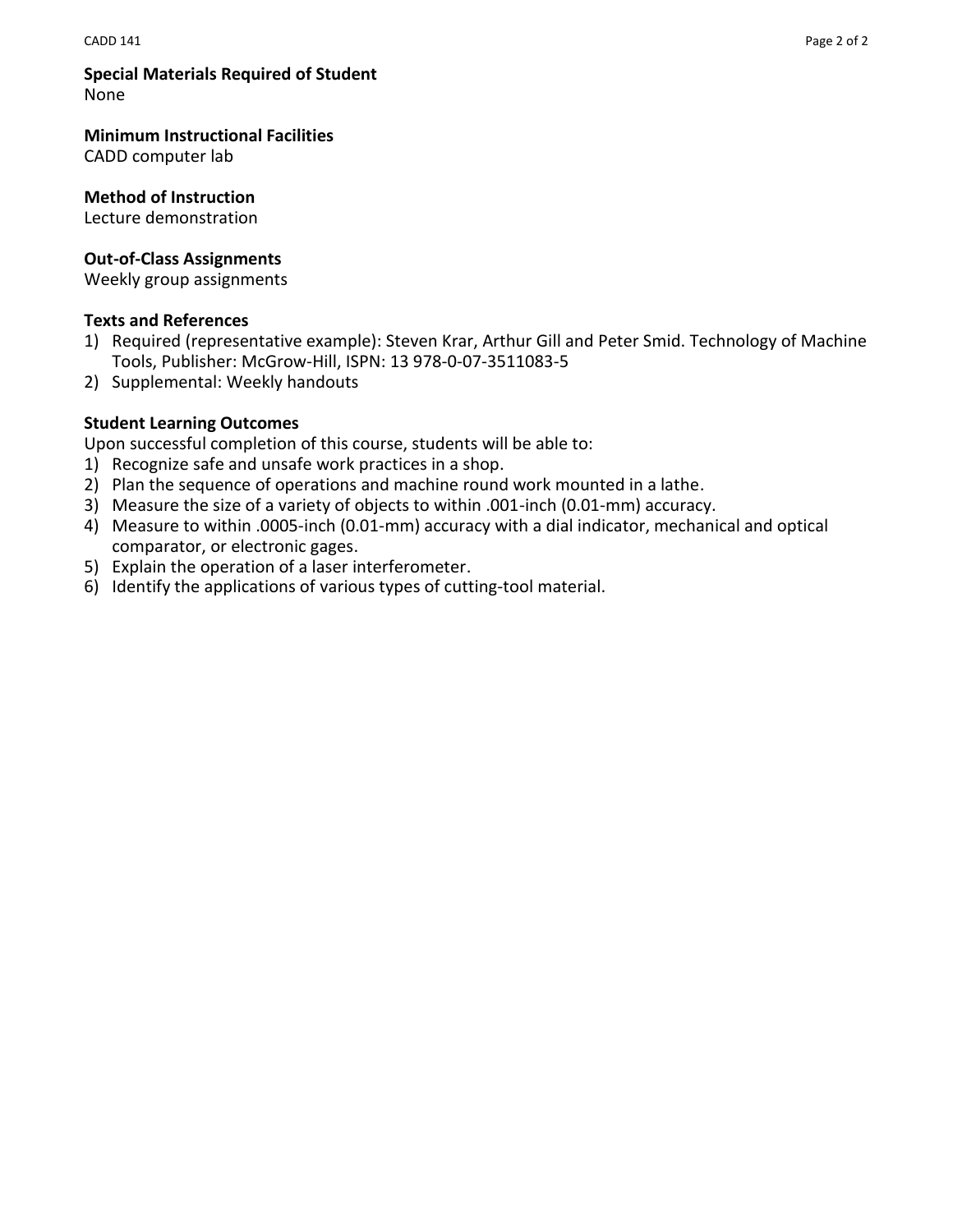**Special Materials Required of Student**
None

**Minimum Instructional Facilities**
CADD computer lab

**Method of Instruction**
Lecture demonstration

**Out-of-Class Assignments**
Weekly group assignments

**Texts and References**

1) Required (representative example): Steven Krar, Arthur Gill and Peter Smid. Technology of Machine Tools, Publisher: McGrow-Hill, ISPN: 13 978-0-07-3511083-5
2) Supplemental: Weekly handouts

**Student Learning Outcomes**
Upon successful completion of this course, students will be able to:

1) Recognize safe and unsafe work practices in a shop.
2) Plan the sequence of operations and machine round work mounted in a lathe.
3) Measure the size of a variety of objects to within .001-inch (0.01-mm) accuracy.
4) Measure to within .0005-inch (0.01-mm) accuracy with a dial indicator, mechanical and optical comparator, or electronic gages.
5) Explain the operation of a laser interferometer.
6) Identify the applications of various types of cutting-tool material.